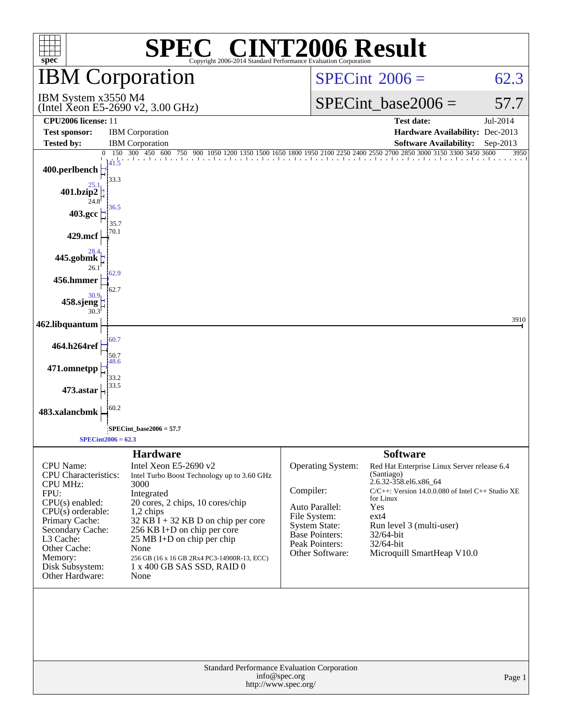# SPEC CINT2006 Result

Copyright 2006-2014 Standard Performance Evaluation Corporation

## IBM Corporation

IBM System x3550 M4
(Intel Xeon E5-2690 v2, 3.00 GHz)

SPECint 2006 = 62.3

SPECint_base2006 = 57.7

| | | | |
|---|---|---|---|
| **CPU2006 license:** 11 | | **Test date:** | Jul-2014 |
| **Test sponsor:** | IBM Corporation | **Hardware Availability:** | Dec-2013 |
| **Tested by:** | IBM Corporation | **Software Availability:** | Sep-2013 |

| Benchmark | Peak | Base |
|---|---|---|
| 400.perlbench | 41.5 | 33.3 |
| 401.bzip2 | 25.1 | 24.8 |
| 403.gcc | 36.5 | 35.7 |
| 429.mcf | 70.1 | 70.1 |
| 445.gobmk | 28.4 | 26.1 |
| 456.hmmer | 62.9 | 62.7 |
| 458.sjeng | 30.9 | 30.3 |
| 462.libquantum | 3910 | 3910 |
| 464.h264ref | 60.7 | 50.7 |
| 471.omnetpp | 48.6 | 33.2 |
| 473.astar | 33.5 | 33.5 |
| 483.xalancbmk | 60.2 | 60.2 |

SPECint_base2006 = 57.7

SPECint2006 = 62.3

### Hardware

| | |
|---|---|
| CPU Name: | Intel Xeon E5-2690 v2 |
| CPU Characteristics: | Intel Turbo Boost Technology up to 3.60 GHz |
| CPU MHz: | 3000 |
| FPU: | Integrated |
| CPU(s) enabled: | 20 cores, 2 chips, 10 cores/chip |
| CPU(s) orderable: | 1,2 chips |
| Primary Cache: | 32 KB I + 32 KB D on chip per core |
| Secondary Cache: | 256 KB I+D on chip per core |
| L3 Cache: | 25 MB I+D on chip per chip |
| Other Cache: | None |
| Memory: | 256 GB (16 x 16 GB 2Rx4 PC3-14900R-13, ECC) |
| Disk Subsystem: | 1 x 400 GB SAS SSD, RAID 0 |
| Other Hardware: | None |

### Software

| | |
|---|---|
| Operating System: | Red Hat Enterprise Linux Server release 6.4 (Santiago) 2.6.32-358.el6.x86_64 |
| Compiler: | C/C++: Version 14.0.0.080 of Intel C++ Studio XE for Linux |
| Auto Parallel: | Yes |
| File System: | ext4 |
| System State: | Run level 3 (multi-user) |
| Base Pointers: | 32/64-bit |
| Peak Pointers: | 32/64-bit |
| Other Software: | Microquill SmartHeap V10.0 |

Standard Performance Evaluation Corporation
info@spec.org
http://www.spec.org/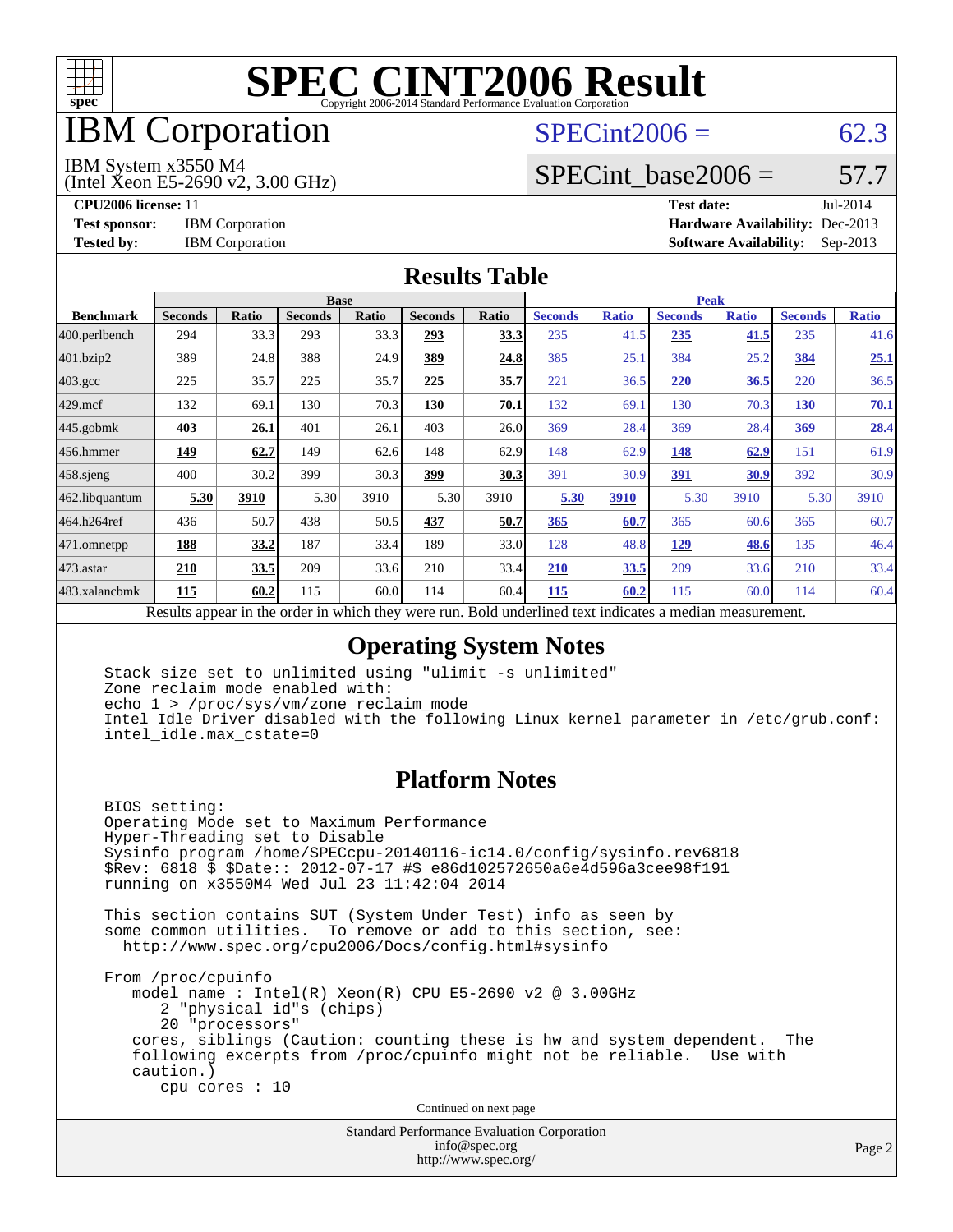# SPEC CINT2006 Result

Copyright 2006-2014 Standard Performance Evaluation Corporation

## IBM Corporation

IBM System x3550 M4
(Intel Xeon E5-2690 v2, 3.00 GHz)

SPECint2006 = 62.3

SPECint_base2006 = 57.7

**CPU2006 license:** 11
**Test sponsor:** IBM Corporation
**Tested by:** IBM Corporation

**Test date:** Jul-2014
**Hardware Availability:** Dec-2013
**Software Availability:** Sep-2013

## Results Table

| Benchmark | Base | | | | | | Peak | | | | | |
|---|---|---|---|---|---|---|---|---|---|---|---|---|
| | Seconds | Ratio | Seconds | Ratio | Seconds | Ratio | Seconds | Ratio | Seconds | Ratio | Seconds | Ratio |
| 400.perlbench | 294 | 33.3 | 293 | 33.3 | **293** | **33.3** | 235 | 41.5 | **235** | **41.5** | 235 | 41.6 |
| 401.bzip2 | 389 | 24.8 | 388 | 24.9 | **389** | **24.8** | 385 | 25.1 | 384 | 25.2 | **384** | **25.1** |
| 403.gcc | 225 | 35.7 | 225 | 35.7 | **225** | **35.7** | 221 | 36.5 | **220** | **36.5** | 220 | 36.5 |
| 429.mcf | 132 | 69.1 | 130 | 70.3 | **130** | **70.1** | 132 | 69.1 | 130 | 70.3 | **130** | **70.1** |
| 445.gobmk | **403** | **26.1** | 401 | 26.1 | 403 | 26.0 | 369 | 28.4 | 369 | 28.4 | **369** | **28.4** |
| 456.hmmer | **149** | **62.7** | 149 | 62.6 | 148 | 62.9 | 148 | 62.9 | **148** | **62.9** | 151 | 61.9 |
| 458.sjeng | 400 | 30.2 | 399 | 30.3 | **399** | **30.3** | 391 | 30.9 | **391** | **30.9** | 392 | 30.9 |
| 462.libquantum | **5.30** | **3910** | 5.30 | 3910 | 5.30 | 3910 | **5.30** | **3910** | 5.30 | 3910 | 5.30 | 3910 |
| 464.h264ref | 436 | 50.7 | 438 | 50.5 | **437** | **50.7** | **365** | **60.7** | 365 | 60.6 | 365 | 60.7 |
| 471.omnetpp | **188** | **33.2** | 187 | 33.4 | 189 | 33.0 | 128 | 48.8 | **129** | **48.6** | 135 | 46.4 |
| 473.astar | **210** | **33.5** | 209 | 33.6 | 210 | 33.4 | **210** | **33.5** | 209 | 33.6 | 210 | 33.4 |
| 483.xalancbmk | **115** | **60.2** | 115 | 60.0 | 114 | 60.4 | **115** | **60.2** | 115 | 60.0 | 114 | 60.4 |

Results appear in the order in which they were run. Bold underlined text indicates a median measurement.

## Operating System Notes

```
Stack size set to unlimited using "ulimit -s unlimited"
Zone reclaim mode enabled with:
echo 1 > /proc/sys/vm/zone_reclaim_mode
Intel Idle Driver disabled with the following Linux kernel parameter in /etc/grub.conf:
intel_idle.max_cstate=0
```

## Platform Notes

```
BIOS setting:
Operating Mode set to Maximum Performance
Hyper-Threading set to Disable
Sysinfo program /home/SPECcpu-20140116-ic14.0/config/sysinfo.rev6818
$Rev: 6818 $ $Date:: 2012-07-17 #$ e86d102572650a6e4d596a3cee98f191
running on x3550M4 Wed Jul 23 11:42:04 2014

This section contains SUT (System Under Test) info as seen by
some common utilities.  To remove or add to this section, see:
  http://www.spec.org/cpu2006/Docs/config.html#sysinfo

From /proc/cpuinfo
   model name : Intel(R) Xeon(R) CPU E5-2690 v2 @ 3.00GHz
      2 "physical id"s (chips)
      20 "processors"
   cores, siblings (Caution: counting these is hw and system dependent.  The
   following excerpts from /proc/cpuinfo might not be reliable.  Use with
   caution.)
      cpu cores : 10
```

Continued on next page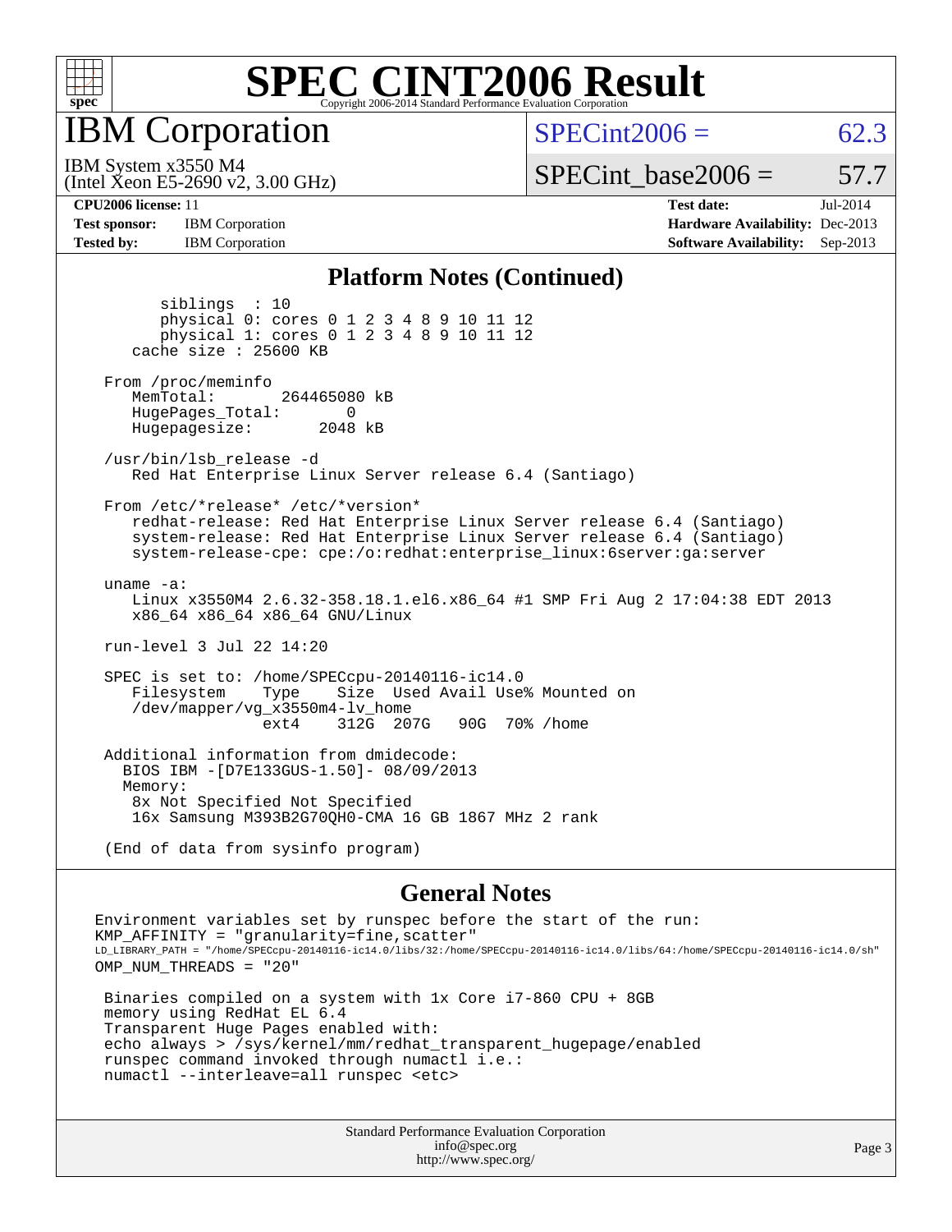# SPEC CINT2006 Result

Copyright 2006-2014 Standard Performance Evaluation Corporation

## IBM Corporation

IBM System x3550 M4
(Intel Xeon E5-2690 v2, 3.00 GHz)

SPECint2006 = 62.3

SPECint_base2006 = 57.7

**CPU2006 license:** 11
**Test sponsor:** IBM Corporation
**Tested by:** IBM Corporation

**Test date:** Jul-2014
**Hardware Availability:** Dec-2013
**Software Availability:** Sep-2013

### Platform Notes (Continued)

```
        siblings  : 10
        physical 0: cores 0 1 2 3 4 8 9 10 11 12
        physical 1: cores 0 1 2 3 4 8 9 10 11 12
    cache size : 25600 KB

 From /proc/meminfo
    MemTotal:       264465080 kB
    HugePages_Total:       0
    Hugepagesize:       2048 kB

 /usr/bin/lsb_release -d
    Red Hat Enterprise Linux Server release 6.4 (Santiago)

 From /etc/*release* /etc/*version*
    redhat-release: Red Hat Enterprise Linux Server release 6.4 (Santiago)
    system-release: Red Hat Enterprise Linux Server release 6.4 (Santiago)
    system-release-cpe: cpe:/o:redhat:enterprise_linux:6server:ga:server

 uname -a:
    Linux x3550M4 2.6.32-358.18.1.el6.x86_64 #1 SMP Fri Aug 2 17:04:38 EDT 2013
    x86_64 x86_64 x86_64 GNU/Linux

 run-level 3 Jul 22 14:20

 SPEC is set to: /home/SPECcpu-20140116-ic14.0
    Filesystem     Type   Size  Used Avail Use% Mounted on
    /dev/mapper/vg_x3550m4-lv_home
                   ext4   312G  207G   90G  70% /home

 Additional information from dmidecode:
   BIOS IBM -[D7E133GUS-1.50]- 08/09/2013
   Memory:
    8x Not Specified Not Specified
    16x Samsung M393B2G70QH0-CMA 16 GB 1867 MHz 2 rank

 (End of data from sysinfo program)
```

### General Notes

```
Environment variables set by runspec before the start of the run:
KMP_AFFINITY = "granularity=fine,scatter"
LD_LIBRARY_PATH = "/home/SPECcpu-20140116-ic14.0/libs/32:/home/SPECcpu-20140116-ic14.0/libs/64:/home/SPECcpu-20140116-ic14.0/sh"
OMP_NUM_THREADS = "20"

 Binaries compiled on a system with 1x Core i7-860 CPU + 8GB
 memory using RedHat EL 6.4
 Transparent Huge Pages enabled with:
 echo always > /sys/kernel/mm/redhat_transparent_hugepage/enabled
 runspec command invoked through numactl i.e.:
 numactl --interleave=all runspec <etc>
```

Standard Performance Evaluation Corporation
info@spec.org
http://www.spec.org/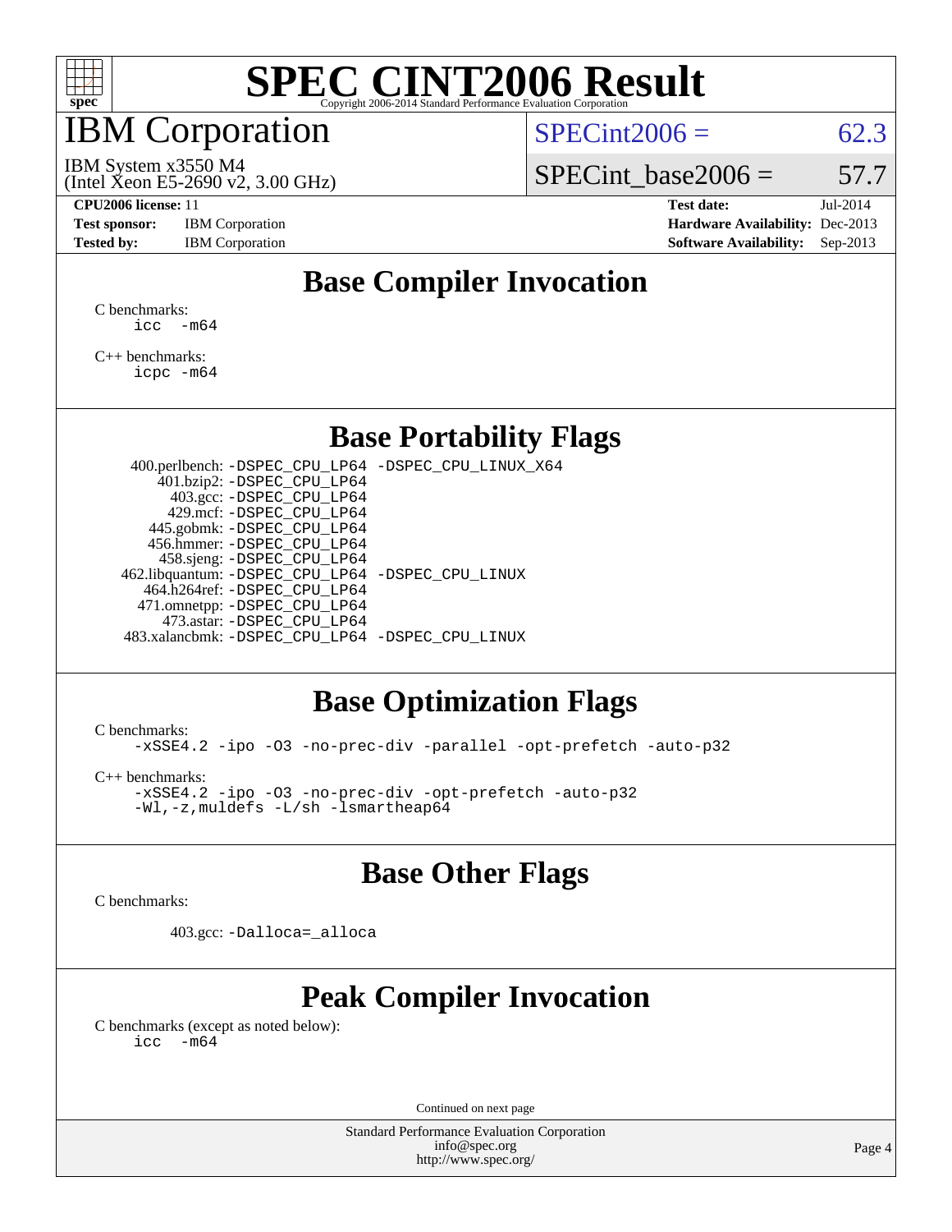# SPEC CINT2006 Result

Copyright 2006-2014 Standard Performance Evaluation Corporation

## IBM Corporation

IBM System x3550 M4
(Intel Xeon E5-2690 v2, 3.00 GHz)

SPECint2006 = 62.3

SPECint_base2006 = 57.7

**CPU2006 license:** 11
**Test sponsor:** IBM Corporation
**Tested by:** IBM Corporation

**Test date:** Jul-2014
**Hardware Availability:** Dec-2013
**Software Availability:** Sep-2013

## Base Compiler Invocation

C benchmarks:

```
icc   -m64
```

C++ benchmarks:

```
icpc -m64
```

## Base Portability Flags

| | |
|---|---|
| 400.perlbench: | -DSPEC_CPU_LP64 -DSPEC_CPU_LINUX_X64 |
| 401.bzip2: | -DSPEC_CPU_LP64 |
| 403.gcc: | -DSPEC_CPU_LP64 |
| 429.mcf: | -DSPEC_CPU_LP64 |
| 445.gobmk: | -DSPEC_CPU_LP64 |
| 456.hmmer: | -DSPEC_CPU_LP64 |
| 458.sjeng: | -DSPEC_CPU_LP64 |
| 462.libquantum: | -DSPEC_CPU_LP64 -DSPEC_CPU_LINUX |
| 464.h264ref: | -DSPEC_CPU_LP64 |
| 471.omnetpp: | -DSPEC_CPU_LP64 |
| 473.astar: | -DSPEC_CPU_LP64 |
| 483.xalancbmk: | -DSPEC_CPU_LP64 -DSPEC_CPU_LINUX |

## Base Optimization Flags

C benchmarks:

```
-xSSE4.2 -ipo -O3 -no-prec-div -parallel -opt-prefetch -auto-p32
```

C++ benchmarks:

```
-xSSE4.2 -ipo -O3 -no-prec-div -opt-prefetch -auto-p32
-Wl,-z,muldefs -L/sh -lsmartheap64
```

## Base Other Flags

C benchmarks:

403.gcc: `-Dalloca=_alloca`

## Peak Compiler Invocation

C benchmarks (except as noted below):

```
icc   -m64
```

Continued on next page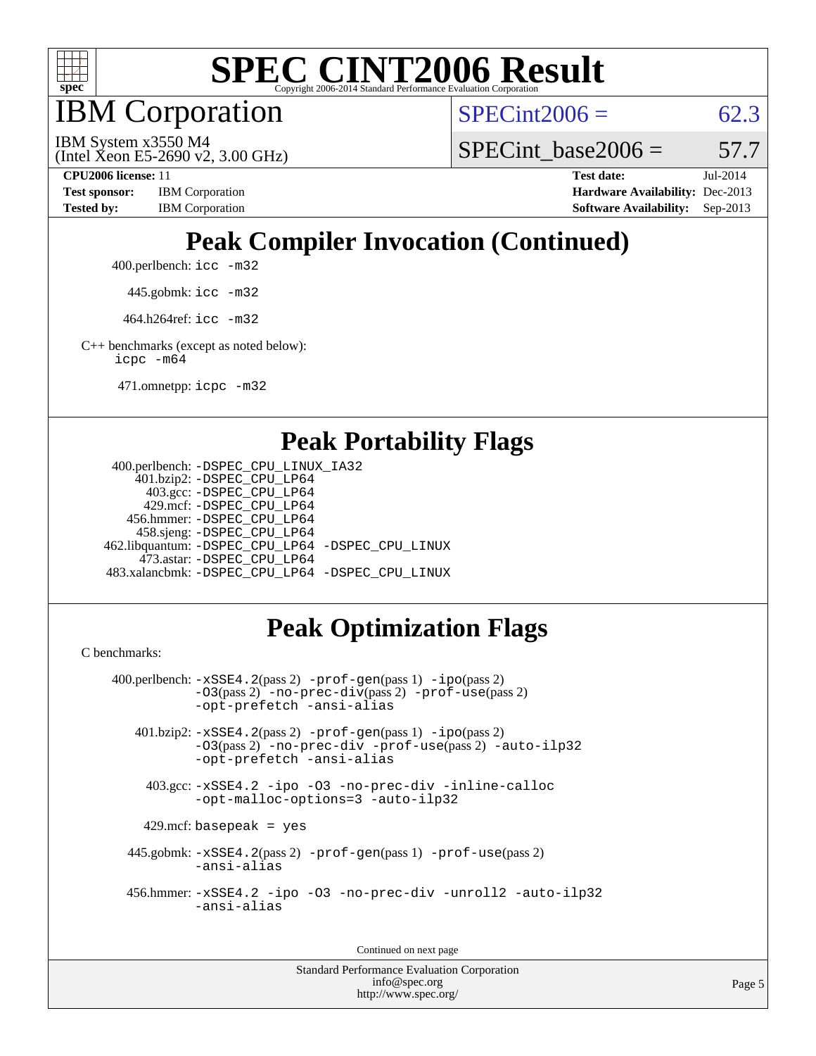# SPEC CINT2006 Result

## IBM Corporation

IBM System x3550 M4
(Intel Xeon E5-2690 v2, 3.00 GHz)

SPECint2006 = 62.3

SPECint_base2006 = 57.7

**CPU2006 license:** 11
**Test sponsor:** IBM Corporation
**Tested by:** IBM Corporation

**Test date:** Jul-2014
**Hardware Availability:** Dec-2013
**Software Availability:** Sep-2013

## Peak Compiler Invocation (Continued)

400.perlbench: `icc -m32`

445.gobmk: `icc -m32`

464.h264ref: `icc -m32`

C++ benchmarks (except as noted below):
`icpc -m64`

471.omnetpp: `icpc -m32`

## Peak Portability Flags

400.perlbench: `-DSPEC_CPU_LINUX_IA32`
401.bzip2: `-DSPEC_CPU_LP64`
403.gcc: `-DSPEC_CPU_LP64`
429.mcf: `-DSPEC_CPU_LP64`
456.hmmer: `-DSPEC_CPU_LP64`
458.sjeng: `-DSPEC_CPU_LP64`
462.libquantum: `-DSPEC_CPU_LP64 -DSPEC_CPU_LINUX`
473.astar: `-DSPEC_CPU_LP64`
483.xalancbmk: `-DSPEC_CPU_LP64 -DSPEC_CPU_LINUX`

## Peak Optimization Flags

C benchmarks:

400.perlbench: `-xSSE4.2`(pass 2) `-prof-gen`(pass 1) `-ipo`(pass 2) `-O3`(pass 2) `-no-prec-div`(pass 2) `-prof-use`(pass 2) `-opt-prefetch -ansi-alias`

401.bzip2: `-xSSE4.2`(pass 2) `-prof-gen`(pass 1) `-ipo`(pass 2) `-O3`(pass 2) `-no-prec-div -prof-use`(pass 2) `-auto-ilp32 -opt-prefetch -ansi-alias`

403.gcc: `-xSSE4.2 -ipo -O3 -no-prec-div -inline-calloc -opt-malloc-options=3 -auto-ilp32`

429.mcf: `basepeak = yes`

445.gobmk: `-xSSE4.2`(pass 2) `-prof-gen`(pass 1) `-prof-use`(pass 2) `-ansi-alias`

456.hmmer: `-xSSE4.2 -ipo -O3 -no-prec-div -unroll2 -auto-ilp32 -ansi-alias`

Continued on next page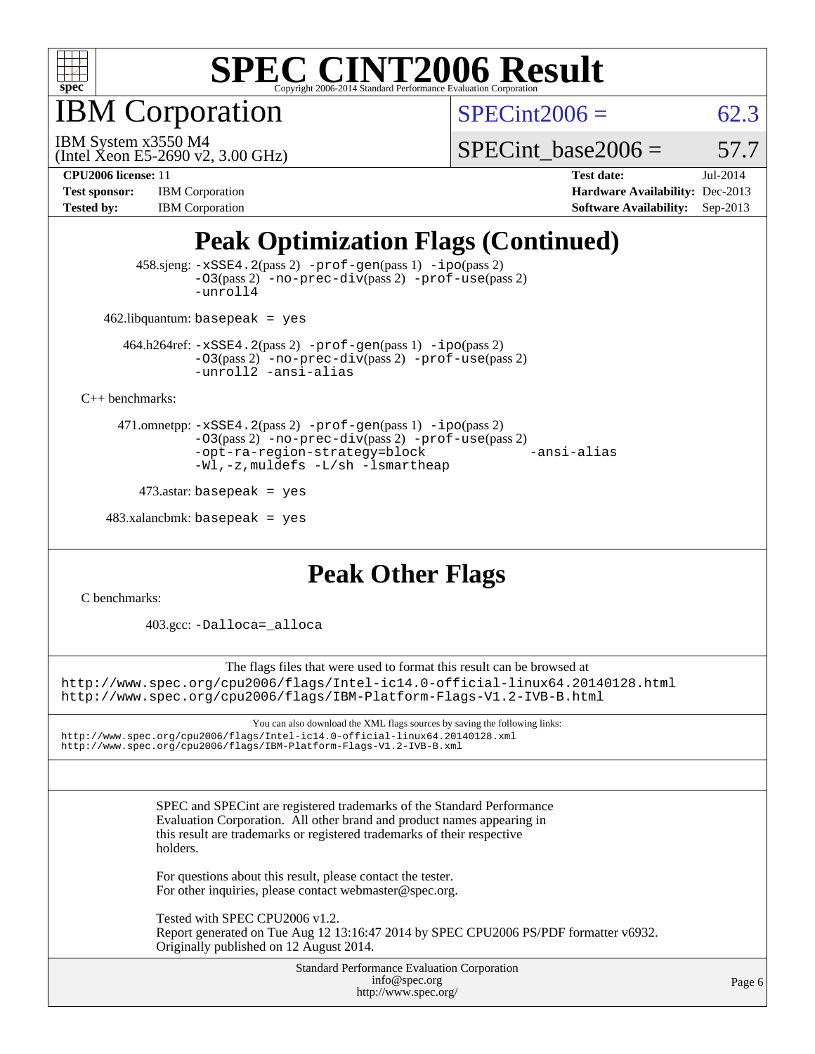# SPEC CINT2006 Result

Copyright 2006-2014 Standard Performance Evaluation Corporation

## IBM Corporation

IBM System x3550 M4
(Intel Xeon E5-2690 v2, 3.00 GHz)

SPECint2006 = 62.3

SPECint_base2006 = 57.7

**CPU2006 license:** 11
**Test sponsor:** IBM Corporation
**Tested by:** IBM Corporation

**Test date:** Jul-2014
**Hardware Availability:** Dec-2013
**Software Availability:** Sep-2013

## Peak Optimization Flags (Continued)

458.sjeng: -xSSE4.2(pass 2) -prof-gen(pass 1) -ipo(pass 2) -O3(pass 2) -no-prec-div(pass 2) -prof-use(pass 2) -unroll4

462.libquantum: basepeak = yes

464.h264ref: -xSSE4.2(pass 2) -prof-gen(pass 1) -ipo(pass 2) -O3(pass 2) -no-prec-div(pass 2) -prof-use(pass 2) -unroll2 -ansi-alias

C++ benchmarks:

471.omnetpp: -xSSE4.2(pass 2) -prof-gen(pass 1) -ipo(pass 2) -O3(pass 2) -no-prec-div(pass 2) -prof-use(pass 2) -opt-ra-region-strategy=block -ansi-alias -Wl,-z,muldefs -L/sh -lsmartheap

473.astar: basepeak = yes

483.xalancbmk: basepeak = yes

## Peak Other Flags

C benchmarks:

403.gcc: -Dalloca=_alloca

The flags files that were used to format this result can be browsed at
http://www.spec.org/cpu2006/flags/Intel-ic14.0-official-linux64.20140128.html
http://www.spec.org/cpu2006/flags/IBM-Platform-Flags-V1.2-IVB-B.html

You can also download the XML flags sources by saving the following links:
http://www.spec.org/cpu2006/flags/Intel-ic14.0-official-linux64.20140128.xml
http://www.spec.org/cpu2006/flags/IBM-Platform-Flags-V1.2-IVB-B.xml

SPEC and SPECint are registered trademarks of the Standard Performance Evaluation Corporation. All other brand and product names appearing in this result are trademarks or registered trademarks of their respective holders.

For questions about this result, please contact the tester.
For other inquiries, please contact webmaster@spec.org.

Tested with SPEC CPU2006 v1.2.
Report generated on Tue Aug 12 13:16:47 2014 by SPEC CPU2006 PS/PDF formatter v6932.
Originally published on 12 August 2014.

Standard Performance Evaluation Corporation
info@spec.org
http://www.spec.org/